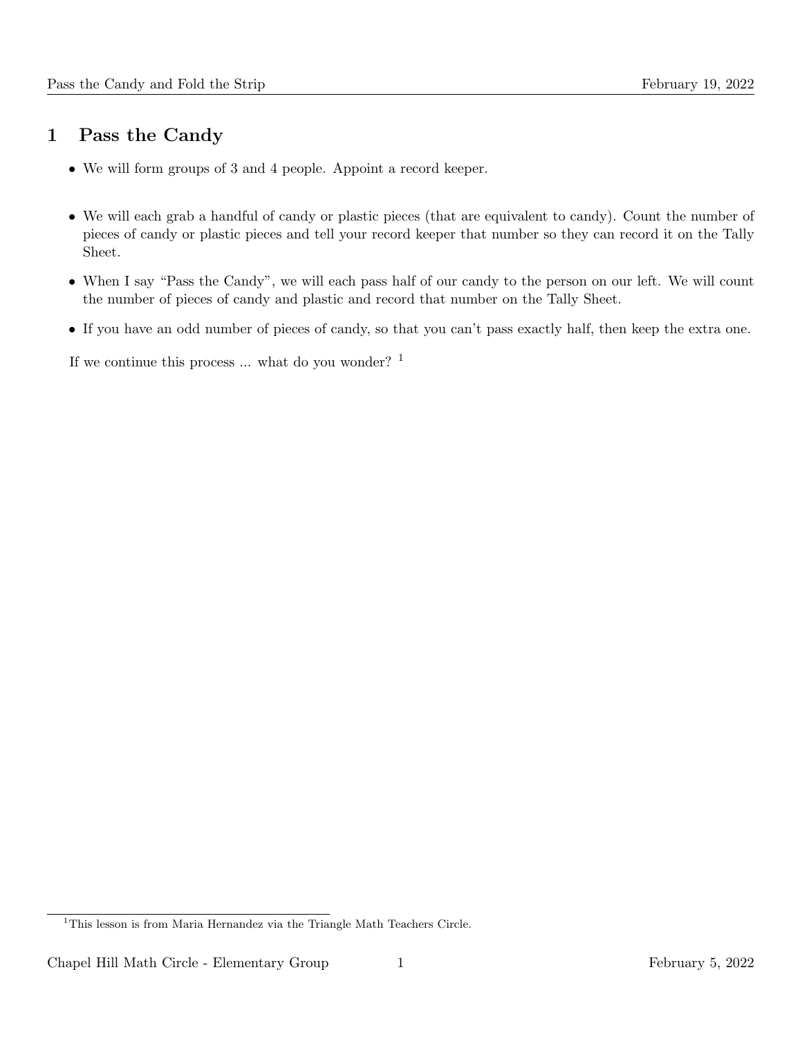# 1 Pass the Candy

- We will form groups of 3 and 4 people. Appoint a record keeper.

- We will each grab a handful of candy or plastic pieces (that are equivalent to candy). Count the number of pieces of candy or plastic pieces and tell your record keeper that number so they can record it on the Tally Sheet.

- When I say "Pass the Candy", we will each pass half of our candy to the person on our left. We will count the number of pieces of candy and plastic and record that number on the Tally Sheet.

- If you have an odd number of pieces of candy, so that you can't pass exactly half, then keep the extra one.

If we continue this process ... what do you wonder? [1]

[1] This lesson is from Maria Hernandez via the Triangle Math Teachers Circle.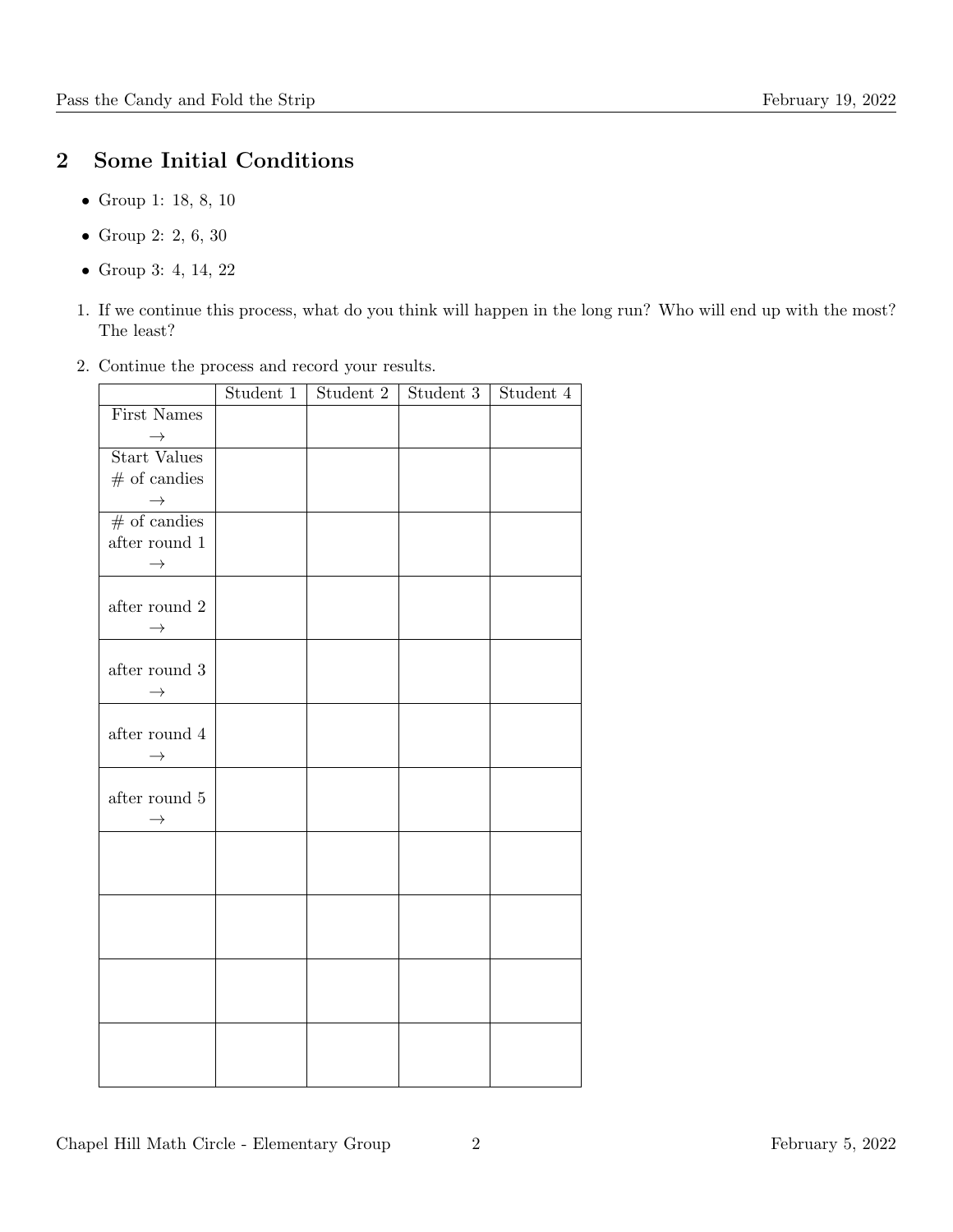## 2 Some Initial Conditions

- Group 1: 18, 8, 10
- Group 2: 2, 6, 30
- Group 3: 4, 14, 22

1. If we continue this process, what do you think will happen in the long run? Who will end up with the most? The least?

2. Continue the process and record your results.

| | Student 1 | Student 2 | Student 3 | Student 4 |
|---|---|---|---|---|
| First Names → | | | | |
| Start Values # of candies → | | | | |
| # of candies after round 1 → | | | | |
| after round 2 → | | | | |
| after round 3 → | | | | |
| after round 4 → | | | | |
| after round 5 → | | | | |
| | | | | |
| | | | | |
| | | | | |
| | | | | |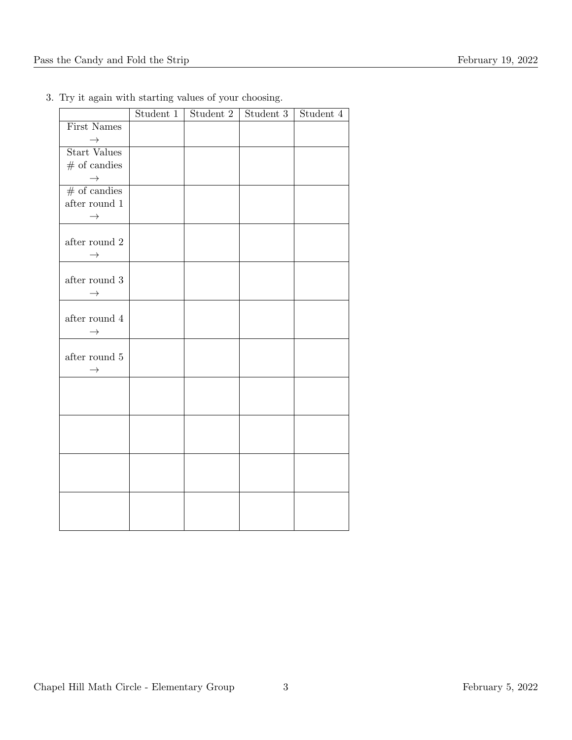3. Try it again with starting values of your choosing.

| | Student 1 | Student 2 | Student 3 | Student 4 |
|---|---|---|---|---|
| First Names $\rightarrow$ | | | | |
| Start Values # of candies $\rightarrow$ | | | | |
| # of candies after round 1 $\rightarrow$ | | | | |
| after round 2 $\rightarrow$ | | | | |
| after round 3 $\rightarrow$ | | | | |
| after round 4 $\rightarrow$ | | | | |
| after round 5 $\rightarrow$ | | | | |
| | | | | |
| | | | | |
| | | | | |
| | | | | |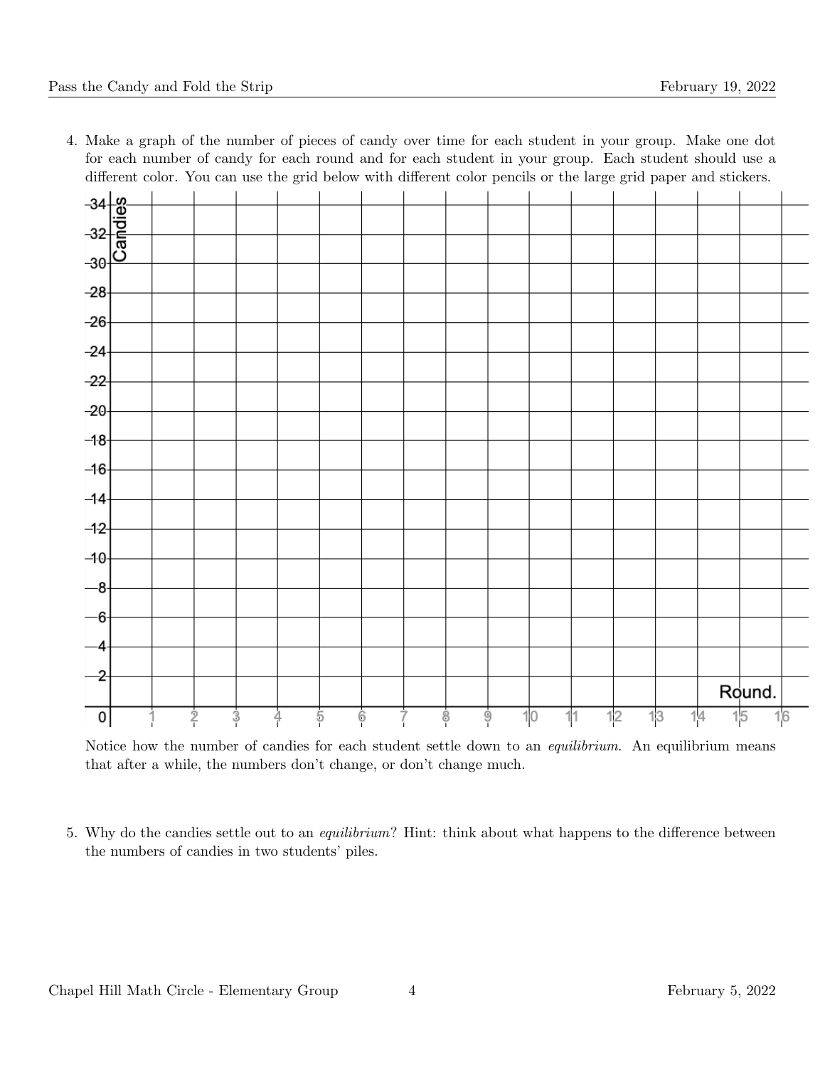4. Make a graph of the number of pieces of candy over time for each student in your group. Make one dot for each number of candy for each round and for each student in your group. Each student should use a different color. You can use the grid below with different color pencils or the large grid paper and stickers.

Candies

34
32
30
28
26
24
22
20
18
16
14
12
10
8
6
4
2
0

1 2 3 4 5 6 7 8 9 10 11 12 13 14 15 16

Round.

Notice how the number of candies for each student settle down to an *equilibrium*. An equilibrium means that after a while, the numbers don't change, or don't change much.

5. Why do the candies settle out to an *equilibrium*? Hint: think about what happens to the difference between the numbers of candies in two students' piles.